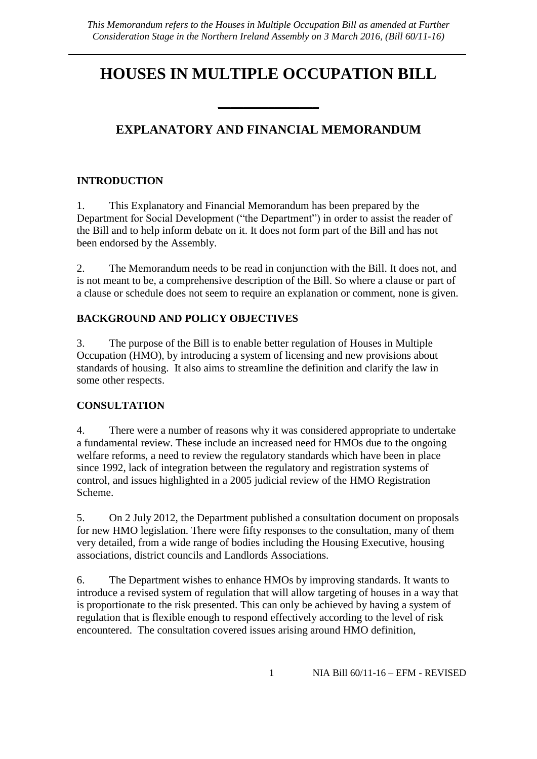*This Memorandum refers to the Houses in Multiple Occupation Bill as amended at Further Consideration Stage in the Northern Ireland Assembly on 3 March 2016, (Bill 60/11-16)*

# HOUSES IN MULTIPLE OCCUPATION BILL

## EXPLANATORY AND FINANCIAL MEMORANDUM

### INTRODUCTION

1. This Explanatory and Financial Memorandum has been prepared by the Department for Social Development ("the Department") in order to assist the reader of the Bill and to help inform debate on it. It does not form part of the Bill and has not been endorsed by the Assembly.

2. The Memorandum needs to be read in conjunction with the Bill. It does not, and is not meant to be, a comprehensive description of the Bill. So where a clause or part of a clause or schedule does not seem to require an explanation or comment, none is given.

### BACKGROUND AND POLICY OBJECTIVES

3. The purpose of the Bill is to enable better regulation of Houses in Multiple Occupation (HMO), by introducing a system of licensing and new provisions about standards of housing. It also aims to streamline the definition and clarify the law in some other respects.

### CONSULTATION

4. There were a number of reasons why it was considered appropriate to undertake a fundamental review. These include an increased need for HMOs due to the ongoing welfare reforms, a need to review the regulatory standards which have been in place since 1992, lack of integration between the regulatory and registration systems of control, and issues highlighted in a 2005 judicial review of the HMO Registration Scheme.

5. On 2 July 2012, the Department published a consultation document on proposals for new HMO legislation. There were fifty responses to the consultation, many of them very detailed, from a wide range of bodies including the Housing Executive, housing associations, district councils and Landlords Associations.

6. The Department wishes to enhance HMOs by improving standards. It wants to introduce a revised system of regulation that will allow targeting of houses in a way that is proportionate to the risk presented. This can only be achieved by having a system of regulation that is flexible enough to respond effectively according to the level of risk encountered. The consultation covered issues arising around HMO definition,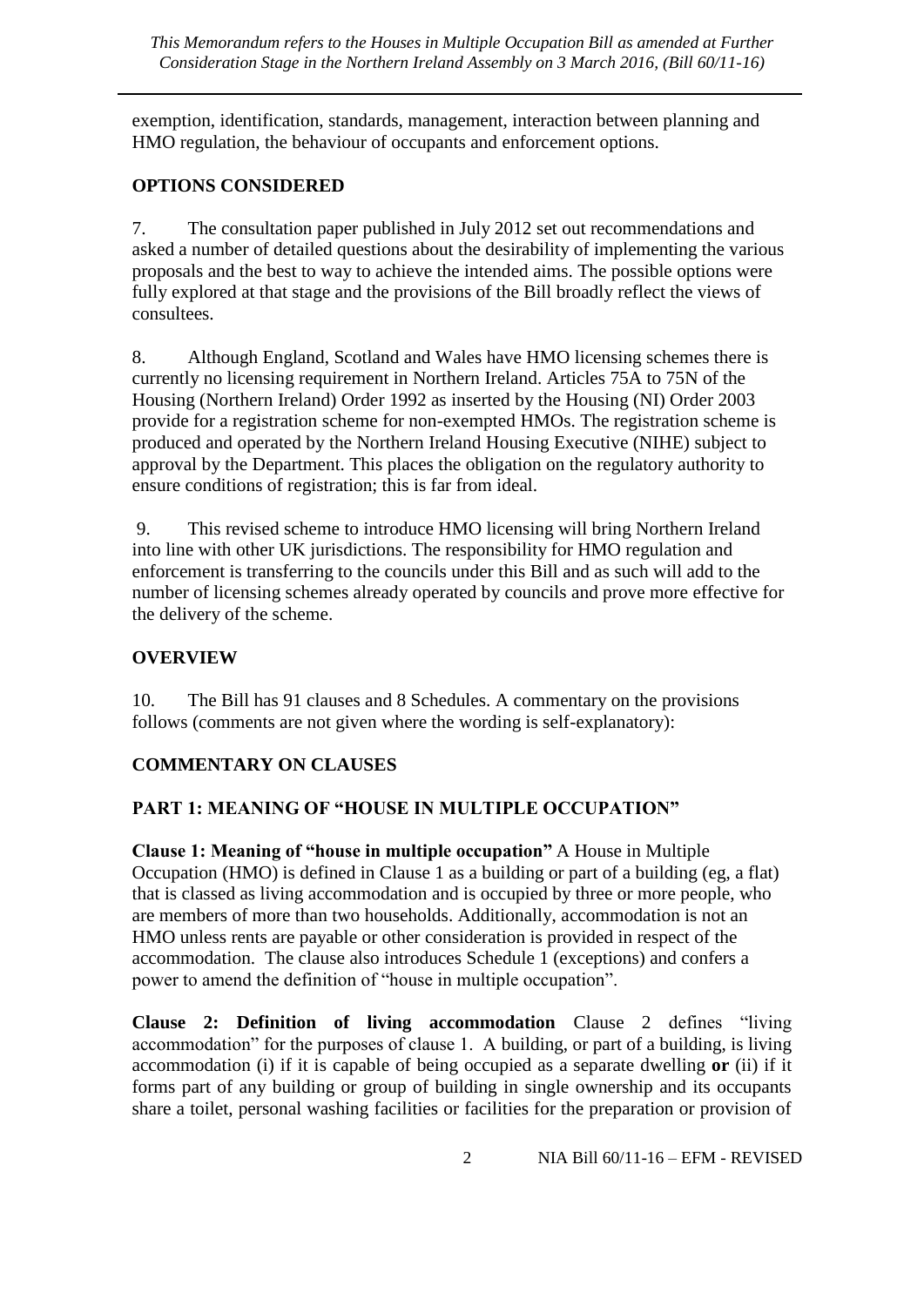exemption, identification, standards, management, interaction between planning and HMO regulation, the behaviour of occupants and enforcement options.

## OPTIONS CONSIDERED

7. The consultation paper published in July 2012 set out recommendations and asked a number of detailed questions about the desirability of implementing the various proposals and the best to way to achieve the intended aims. The possible options were fully explored at that stage and the provisions of the Bill broadly reflect the views of consultees.

8. Although England, Scotland and Wales have HMO licensing schemes there is currently no licensing requirement in Northern Ireland. Articles 75A to 75N of the Housing (Northern Ireland) Order 1992 as inserted by the Housing (NI) Order 2003 provide for a registration scheme for non-exempted HMOs. The registration scheme is produced and operated by the Northern Ireland Housing Executive (NIHE) subject to approval by the Department. This places the obligation on the regulatory authority to ensure conditions of registration; this is far from ideal.

9. This revised scheme to introduce HMO licensing will bring Northern Ireland into line with other UK jurisdictions. The responsibility for HMO regulation and enforcement is transferring to the councils under this Bill and as such will add to the number of licensing schemes already operated by councils and prove more effective for the delivery of the scheme.

## OVERVIEW

10. The Bill has 91 clauses and 8 Schedules. A commentary on the provisions follows (comments are not given where the wording is self-explanatory):

## COMMENTARY ON CLAUSES

### PART 1: MEANING OF "HOUSE IN MULTIPLE OCCUPATION"

**Clause 1: Meaning of "house in multiple occupation"** A House in Multiple Occupation (HMO) is defined in Clause 1 as a building or part of a building (eg, a flat) that is classed as living accommodation and is occupied by three or more people, who are members of more than two households. Additionally, accommodation is not an HMO unless rents are payable or other consideration is provided in respect of the accommodation. The clause also introduces Schedule 1 (exceptions) and confers a power to amend the definition of "house in multiple occupation".

**Clause 2: Definition of living accommodation** Clause 2 defines "living accommodation" for the purposes of clause 1. A building, or part of a building, is living accommodation (i) if it is capable of being occupied as a separate dwelling **or** (ii) if it forms part of any building or group of building in single ownership and its occupants share a toilet, personal washing facilities or facilities for the preparation or provision of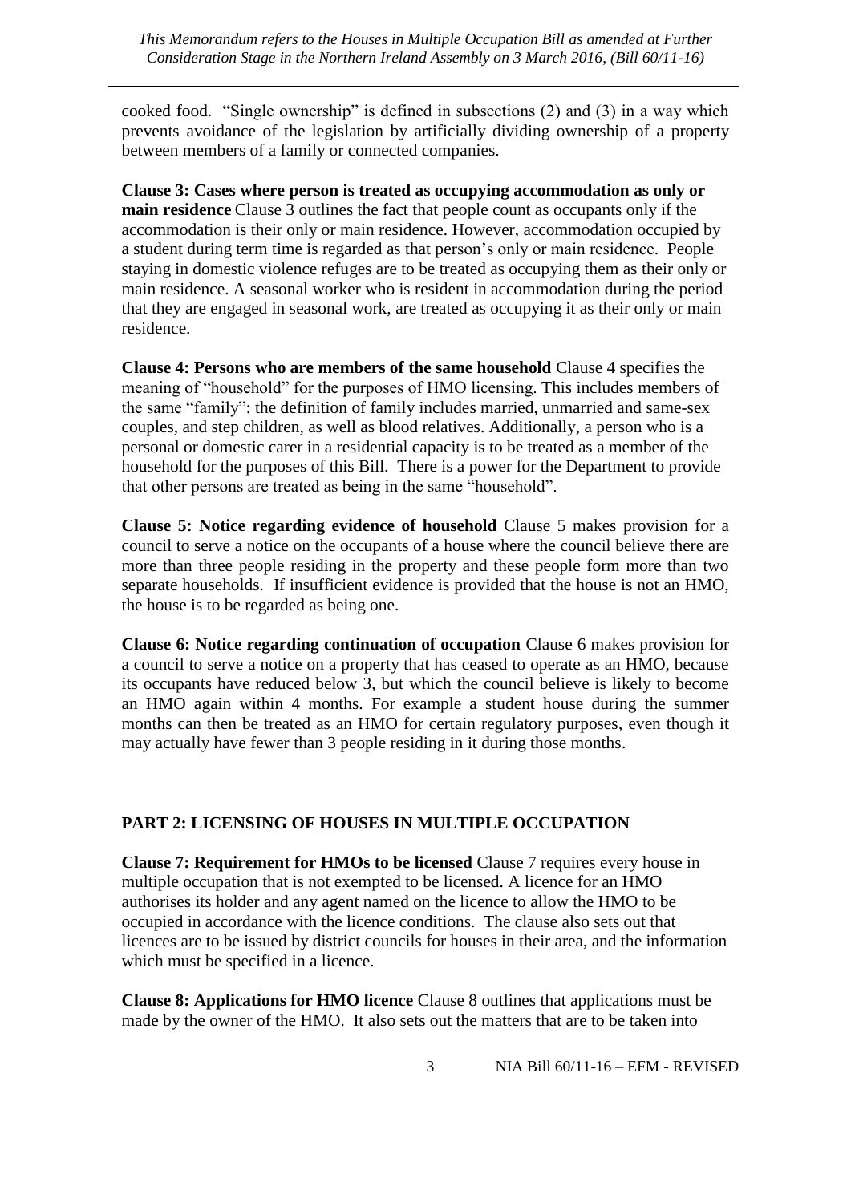cooked food. "Single ownership" is defined in subsections (2) and (3) in a way which prevents avoidance of the legislation by artificially dividing ownership of a property between members of a family or connected companies.

**Clause 3: Cases where person is treated as occupying accommodation as only or main residence** Clause 3 outlines the fact that people count as occupants only if the accommodation is their only or main residence. However, accommodation occupied by a student during term time is regarded as that person's only or main residence. People staying in domestic violence refuges are to be treated as occupying them as their only or main residence. A seasonal worker who is resident in accommodation during the period that they are engaged in seasonal work, are treated as occupying it as their only or main residence.

**Clause 4: Persons who are members of the same household** Clause 4 specifies the meaning of "household" for the purposes of HMO licensing. This includes members of the same "family": the definition of family includes married, unmarried and same-sex couples, and step children, as well as blood relatives. Additionally, a person who is a personal or domestic carer in a residential capacity is to be treated as a member of the household for the purposes of this Bill. There is a power for the Department to provide that other persons are treated as being in the same "household".

**Clause 5: Notice regarding evidence of household** Clause 5 makes provision for a council to serve a notice on the occupants of a house where the council believe there are more than three people residing in the property and these people form more than two separate households. If insufficient evidence is provided that the house is not an HMO, the house is to be regarded as being one.

**Clause 6: Notice regarding continuation of occupation** Clause 6 makes provision for a council to serve a notice on a property that has ceased to operate as an HMO, because its occupants have reduced below 3, but which the council believe is likely to become an HMO again within 4 months. For example a student house during the summer months can then be treated as an HMO for certain regulatory purposes, even though it may actually have fewer than 3 people residing in it during those months.

## PART 2: LICENSING OF HOUSES IN MULTIPLE OCCUPATION

**Clause 7: Requirement for HMOs to be licensed** Clause 7 requires every house in multiple occupation that is not exempted to be licensed. A licence for an HMO authorises its holder and any agent named on the licence to allow the HMO to be occupied in accordance with the licence conditions. The clause also sets out that licences are to be issued by district councils for houses in their area, and the information which must be specified in a licence.

**Clause 8: Applications for HMO licence** Clause 8 outlines that applications must be made by the owner of the HMO. It also sets out the matters that are to be taken into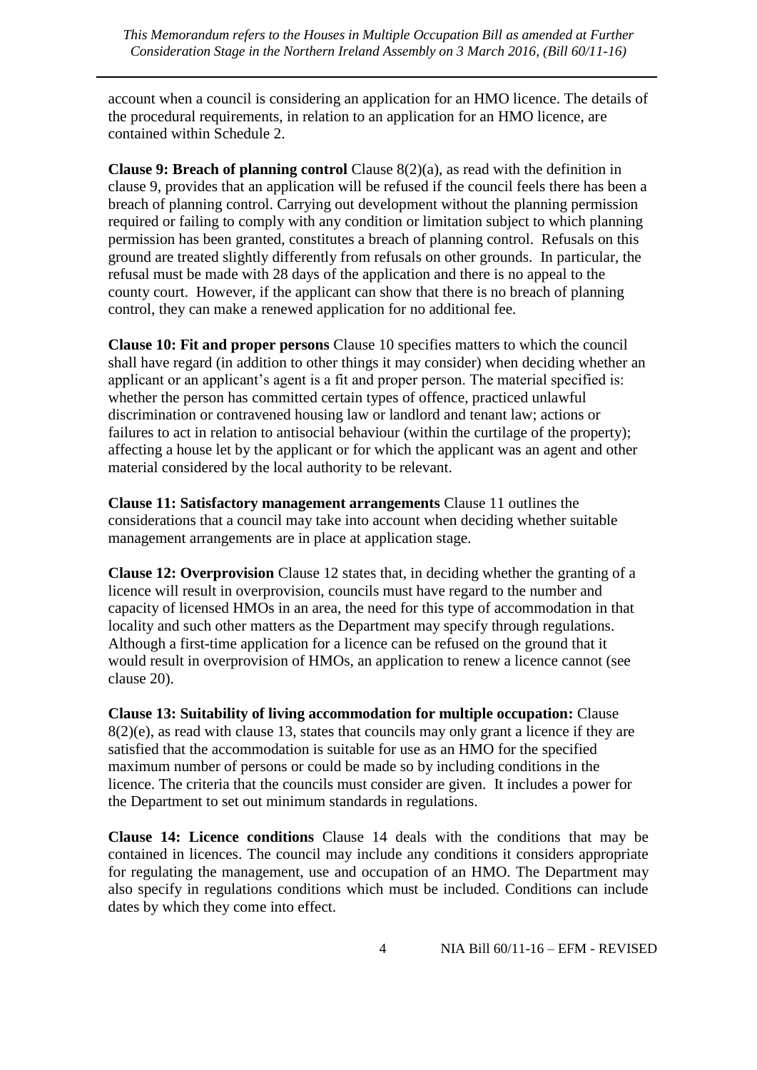account when a council is considering an application for an HMO licence. The details of the procedural requirements, in relation to an application for an HMO licence, are contained within Schedule 2.

**Clause 9: Breach of planning control** Clause 8(2)(a), as read with the definition in clause 9, provides that an application will be refused if the council feels there has been a breach of planning control. Carrying out development without the planning permission required or failing to comply with any condition or limitation subject to which planning permission has been granted, constitutes a breach of planning control. Refusals on this ground are treated slightly differently from refusals on other grounds. In particular, the refusal must be made with 28 days of the application and there is no appeal to the county court. However, if the applicant can show that there is no breach of planning control, they can make a renewed application for no additional fee.

**Clause 10: Fit and proper persons** Clause 10 specifies matters to which the council shall have regard (in addition to other things it may consider) when deciding whether an applicant or an applicant's agent is a fit and proper person. The material specified is: whether the person has committed certain types of offence, practiced unlawful discrimination or contravened housing law or landlord and tenant law; actions or failures to act in relation to antisocial behaviour (within the curtilage of the property); affecting a house let by the applicant or for which the applicant was an agent and other material considered by the local authority to be relevant.

**Clause 11: Satisfactory management arrangements** Clause 11 outlines the considerations that a council may take into account when deciding whether suitable management arrangements are in place at application stage.

**Clause 12: Overprovision** Clause 12 states that, in deciding whether the granting of a licence will result in overprovision, councils must have regard to the number and capacity of licensed HMOs in an area, the need for this type of accommodation in that locality and such other matters as the Department may specify through regulations. Although a first-time application for a licence can be refused on the ground that it would result in overprovision of HMOs, an application to renew a licence cannot (see clause 20).

**Clause 13: Suitability of living accommodation for multiple occupation:** Clause 8(2)(e), as read with clause 13, states that councils may only grant a licence if they are satisfied that the accommodation is suitable for use as an HMO for the specified maximum number of persons or could be made so by including conditions in the licence. The criteria that the councils must consider are given. It includes a power for the Department to set out minimum standards in regulations.

**Clause 14: Licence conditions** Clause 14 deals with the conditions that may be contained in licences. The council may include any conditions it considers appropriate for regulating the management, use and occupation of an HMO. The Department may also specify in regulations conditions which must be included. Conditions can include dates by which they come into effect.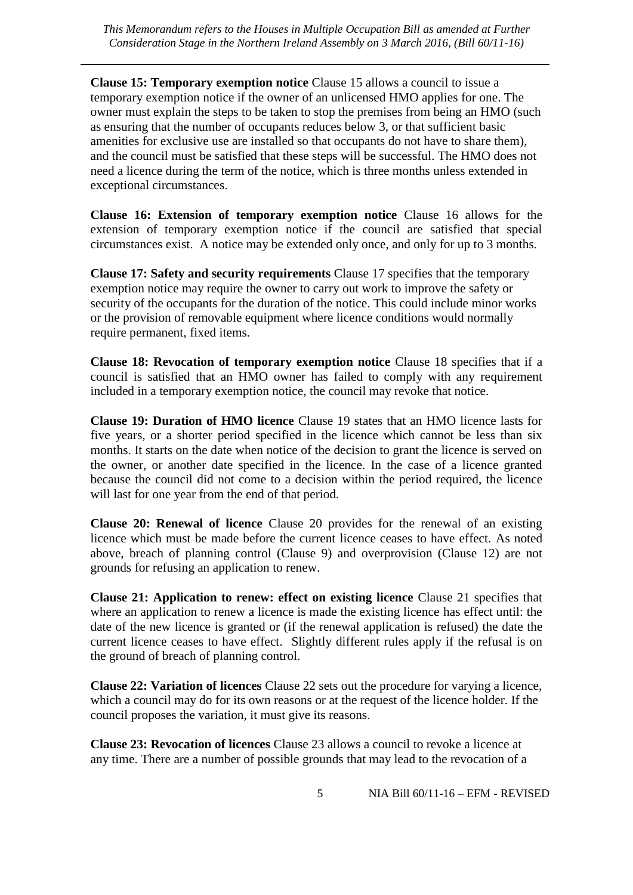**Clause 15: Temporary exemption notice** Clause 15 allows a council to issue a temporary exemption notice if the owner of an unlicensed HMO applies for one. The owner must explain the steps to be taken to stop the premises from being an HMO (such as ensuring that the number of occupants reduces below 3, or that sufficient basic amenities for exclusive use are installed so that occupants do not have to share them), and the council must be satisfied that these steps will be successful. The HMO does not need a licence during the term of the notice, which is three months unless extended in exceptional circumstances.

**Clause 16: Extension of temporary exemption notice** Clause 16 allows for the extension of temporary exemption notice if the council are satisfied that special circumstances exist. A notice may be extended only once, and only for up to 3 months.

**Clause 17: Safety and security requirements** Clause 17 specifies that the temporary exemption notice may require the owner to carry out work to improve the safety or security of the occupants for the duration of the notice. This could include minor works or the provision of removable equipment where licence conditions would normally require permanent, fixed items.

**Clause 18: Revocation of temporary exemption notice** Clause 18 specifies that if a council is satisfied that an HMO owner has failed to comply with any requirement included in a temporary exemption notice, the council may revoke that notice.

**Clause 19: Duration of HMO licence** Clause 19 states that an HMO licence lasts for five years, or a shorter period specified in the licence which cannot be less than six months. It starts on the date when notice of the decision to grant the licence is served on the owner, or another date specified in the licence. In the case of a licence granted because the council did not come to a decision within the period required, the licence will last for one year from the end of that period.

**Clause 20: Renewal of licence** Clause 20 provides for the renewal of an existing licence which must be made before the current licence ceases to have effect. As noted above, breach of planning control (Clause 9) and overprovision (Clause 12) are not grounds for refusing an application to renew.

**Clause 21: Application to renew: effect on existing licence** Clause 21 specifies that where an application to renew a licence is made the existing licence has effect until: the date of the new licence is granted or (if the renewal application is refused) the date the current licence ceases to have effect. Slightly different rules apply if the refusal is on the ground of breach of planning control.

**Clause 22: Variation of licences** Clause 22 sets out the procedure for varying a licence, which a council may do for its own reasons or at the request of the licence holder. If the council proposes the variation, it must give its reasons.

**Clause 23: Revocation of licences** Clause 23 allows a council to revoke a licence at any time. There are a number of possible grounds that may lead to the revocation of a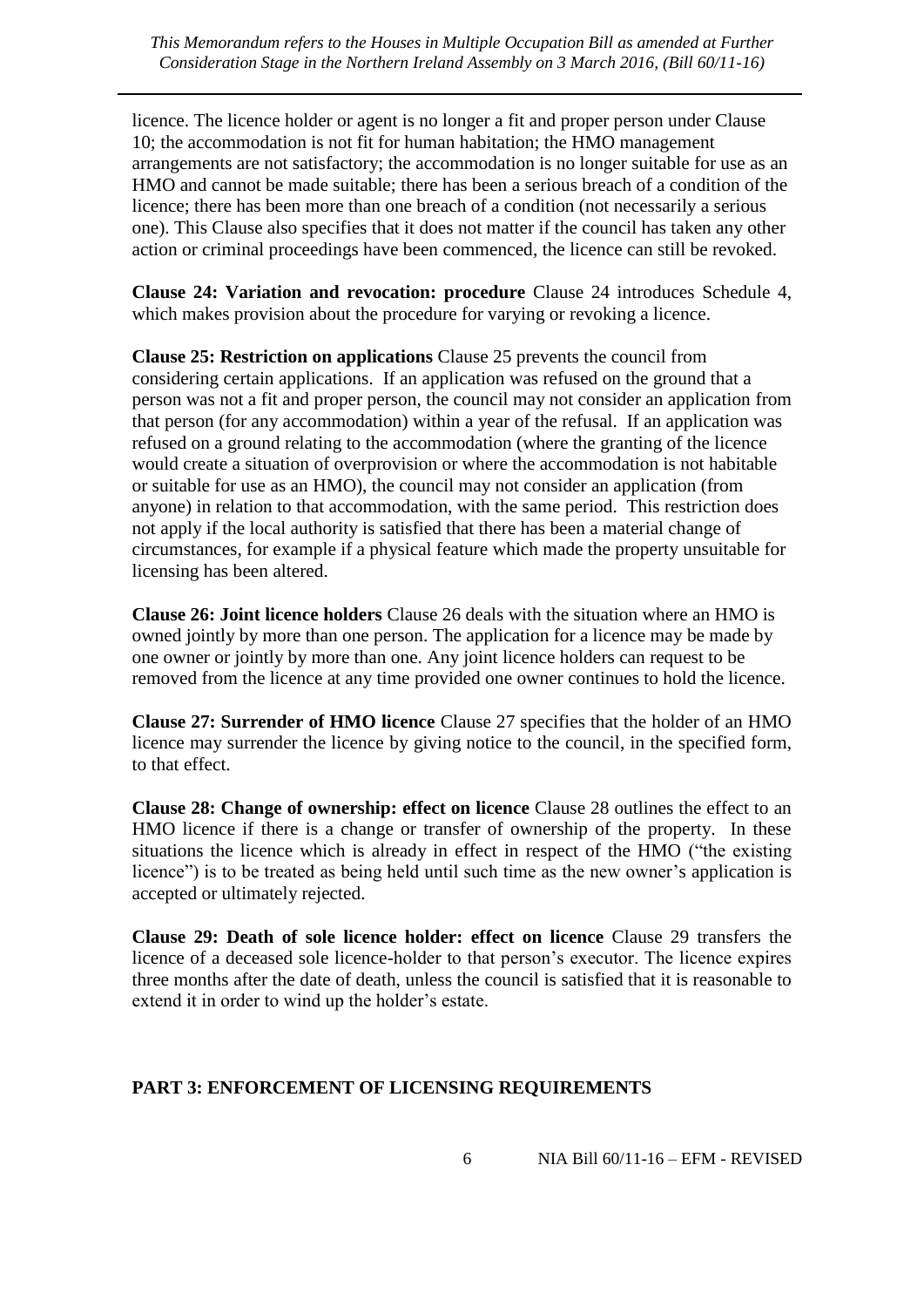licence. The licence holder or agent is no longer a fit and proper person under Clause 10; the accommodation is not fit for human habitation; the HMO management arrangements are not satisfactory; the accommodation is no longer suitable for use as an HMO and cannot be made suitable; there has been a serious breach of a condition of the licence; there has been more than one breach of a condition (not necessarily a serious one). This Clause also specifies that it does not matter if the council has taken any other action or criminal proceedings have been commenced, the licence can still be revoked.

**Clause 24: Variation and revocation: procedure** Clause 24 introduces Schedule 4, which makes provision about the procedure for varying or revoking a licence.

**Clause 25: Restriction on applications** Clause 25 prevents the council from considering certain applications. If an application was refused on the ground that a person was not a fit and proper person, the council may not consider an application from that person (for any accommodation) within a year of the refusal. If an application was refused on a ground relating to the accommodation (where the granting of the licence would create a situation of overprovision or where the accommodation is not habitable or suitable for use as an HMO), the council may not consider an application (from anyone) in relation to that accommodation, with the same period. This restriction does not apply if the local authority is satisfied that there has been a material change of circumstances, for example if a physical feature which made the property unsuitable for licensing has been altered.

**Clause 26: Joint licence holders** Clause 26 deals with the situation where an HMO is owned jointly by more than one person. The application for a licence may be made by one owner or jointly by more than one. Any joint licence holders can request to be removed from the licence at any time provided one owner continues to hold the licence.

**Clause 27: Surrender of HMO licence** Clause 27 specifies that the holder of an HMO licence may surrender the licence by giving notice to the council, in the specified form, to that effect.

**Clause 28: Change of ownership: effect on licence** Clause 28 outlines the effect to an HMO licence if there is a change or transfer of ownership of the property. In these situations the licence which is already in effect in respect of the HMO ("the existing licence") is to be treated as being held until such time as the new owner's application is accepted or ultimately rejected.

**Clause 29: Death of sole licence holder: effect on licence** Clause 29 transfers the licence of a deceased sole licence-holder to that person's executor. The licence expires three months after the date of death, unless the council is satisfied that it is reasonable to extend it in order to wind up the holder's estate.

## PART 3: ENFORCEMENT OF LICENSING REQUIREMENTS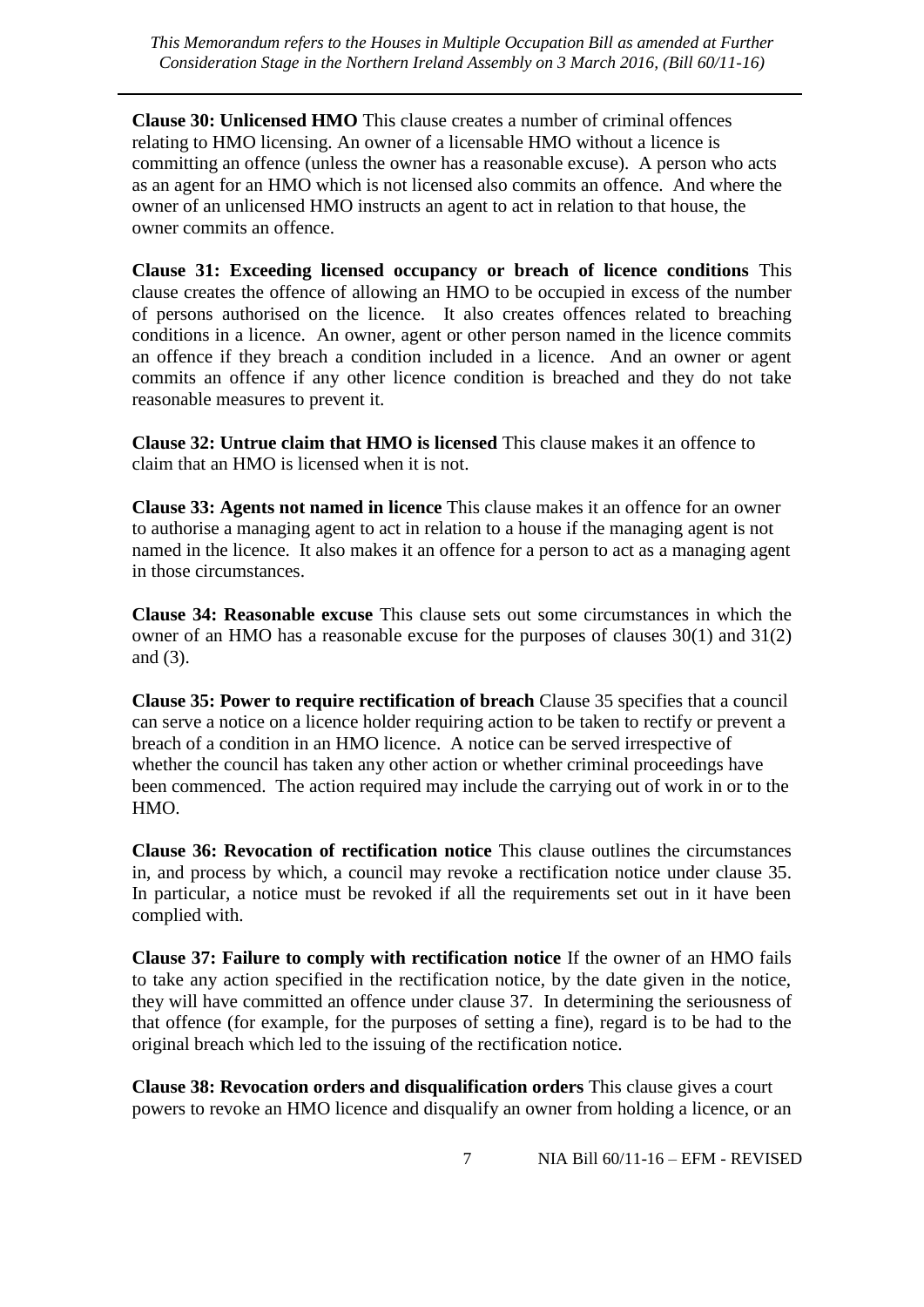**Clause 30: Unlicensed HMO** This clause creates a number of criminal offences relating to HMO licensing. An owner of a licensable HMO without a licence is committing an offence (unless the owner has a reasonable excuse). A person who acts as an agent for an HMO which is not licensed also commits an offence. And where the owner of an unlicensed HMO instructs an agent to act in relation to that house, the owner commits an offence.

**Clause 31: Exceeding licensed occupancy or breach of licence conditions** This clause creates the offence of allowing an HMO to be occupied in excess of the number of persons authorised on the licence. It also creates offences related to breaching conditions in a licence. An owner, agent or other person named in the licence commits an offence if they breach a condition included in a licence. And an owner or agent commits an offence if any other licence condition is breached and they do not take reasonable measures to prevent it.

**Clause 32: Untrue claim that HMO is licensed** This clause makes it an offence to claim that an HMO is licensed when it is not.

**Clause 33: Agents not named in licence** This clause makes it an offence for an owner to authorise a managing agent to act in relation to a house if the managing agent is not named in the licence. It also makes it an offence for a person to act as a managing agent in those circumstances.

**Clause 34: Reasonable excuse** This clause sets out some circumstances in which the owner of an HMO has a reasonable excuse for the purposes of clauses 30(1) and 31(2) and (3).

**Clause 35: Power to require rectification of breach** Clause 35 specifies that a council can serve a notice on a licence holder requiring action to be taken to rectify or prevent a breach of a condition in an HMO licence. A notice can be served irrespective of whether the council has taken any other action or whether criminal proceedings have been commenced. The action required may include the carrying out of work in or to the HMO.

**Clause 36: Revocation of rectification notice** This clause outlines the circumstances in, and process by which, a council may revoke a rectification notice under clause 35. In particular, a notice must be revoked if all the requirements set out in it have been complied with.

**Clause 37: Failure to comply with rectification notice** If the owner of an HMO fails to take any action specified in the rectification notice, by the date given in the notice, they will have committed an offence under clause 37. In determining the seriousness of that offence (for example, for the purposes of setting a fine), regard is to be had to the original breach which led to the issuing of the rectification notice.

**Clause 38: Revocation orders and disqualification orders** This clause gives a court powers to revoke an HMO licence and disqualify an owner from holding a licence, or an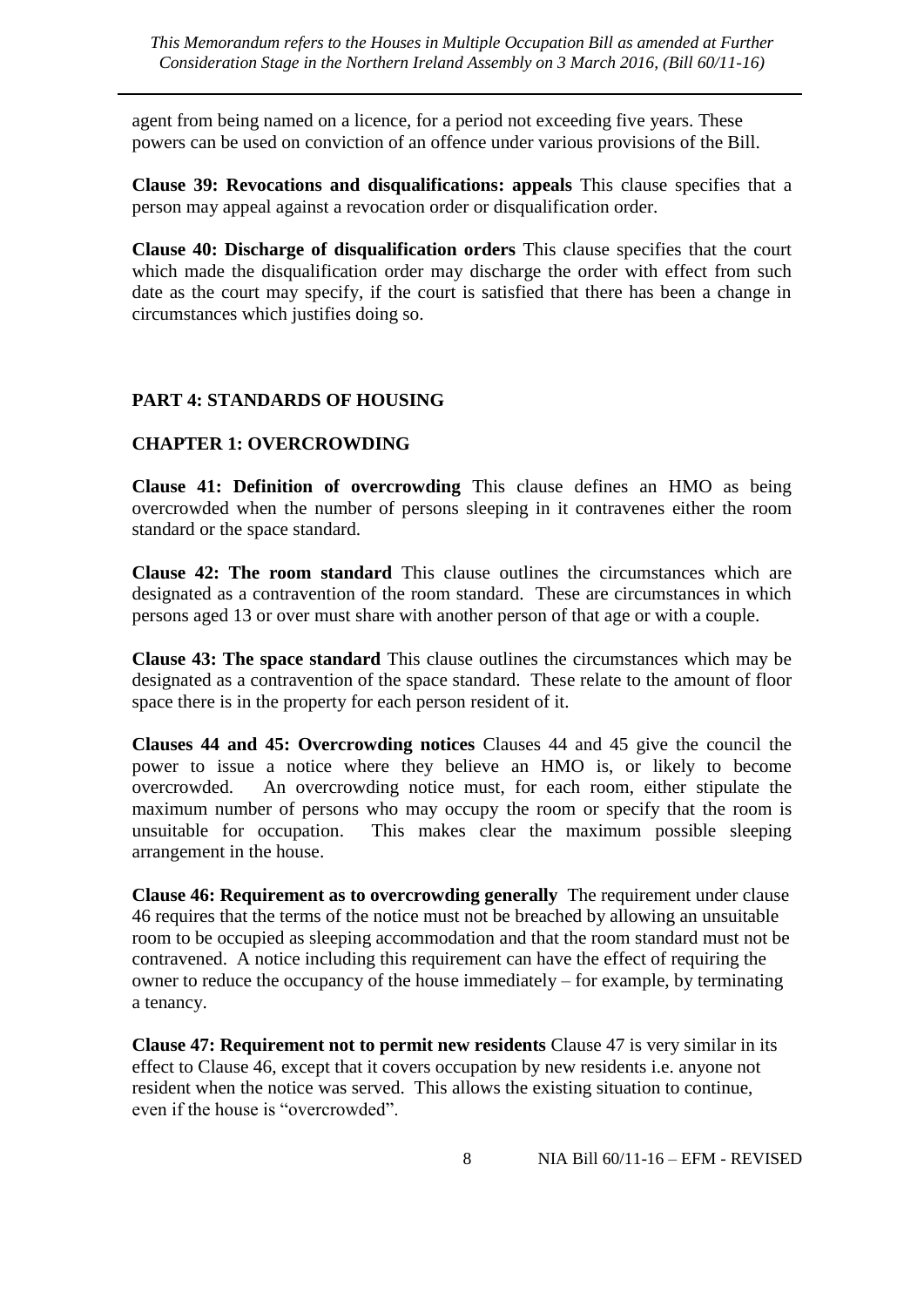agent from being named on a licence, for a period not exceeding five years. These powers can be used on conviction of an offence under various provisions of the Bill.

**Clause 39: Revocations and disqualifications: appeals** This clause specifies that a person may appeal against a revocation order or disqualification order.

**Clause 40: Discharge of disqualification orders** This clause specifies that the court which made the disqualification order may discharge the order with effect from such date as the court may specify, if the court is satisfied that there has been a change in circumstances which justifies doing so.

## PART 4: STANDARDS OF HOUSING

### CHAPTER 1: OVERCROWDING

**Clause 41: Definition of overcrowding** This clause defines an HMO as being overcrowded when the number of persons sleeping in it contravenes either the room standard or the space standard.

**Clause 42: The room standard** This clause outlines the circumstances which are designated as a contravention of the room standard. These are circumstances in which persons aged 13 or over must share with another person of that age or with a couple.

**Clause 43: The space standard** This clause outlines the circumstances which may be designated as a contravention of the space standard. These relate to the amount of floor space there is in the property for each person resident of it.

**Clauses 44 and 45: Overcrowding notices** Clauses 44 and 45 give the council the power to issue a notice where they believe an HMO is, or likely to become overcrowded. An overcrowding notice must, for each room, either stipulate the maximum number of persons who may occupy the room or specify that the room is unsuitable for occupation. This makes clear the maximum possible sleeping arrangement in the house.

**Clause 46: Requirement as to overcrowding generally** The requirement under clause 46 requires that the terms of the notice must not be breached by allowing an unsuitable room to be occupied as sleeping accommodation and that the room standard must not be contravened. A notice including this requirement can have the effect of requiring the owner to reduce the occupancy of the house immediately – for example, by terminating a tenancy.

**Clause 47: Requirement not to permit new residents** Clause 47 is very similar in its effect to Clause 46, except that it covers occupation by new residents i.e. anyone not resident when the notice was served. This allows the existing situation to continue, even if the house is "overcrowded".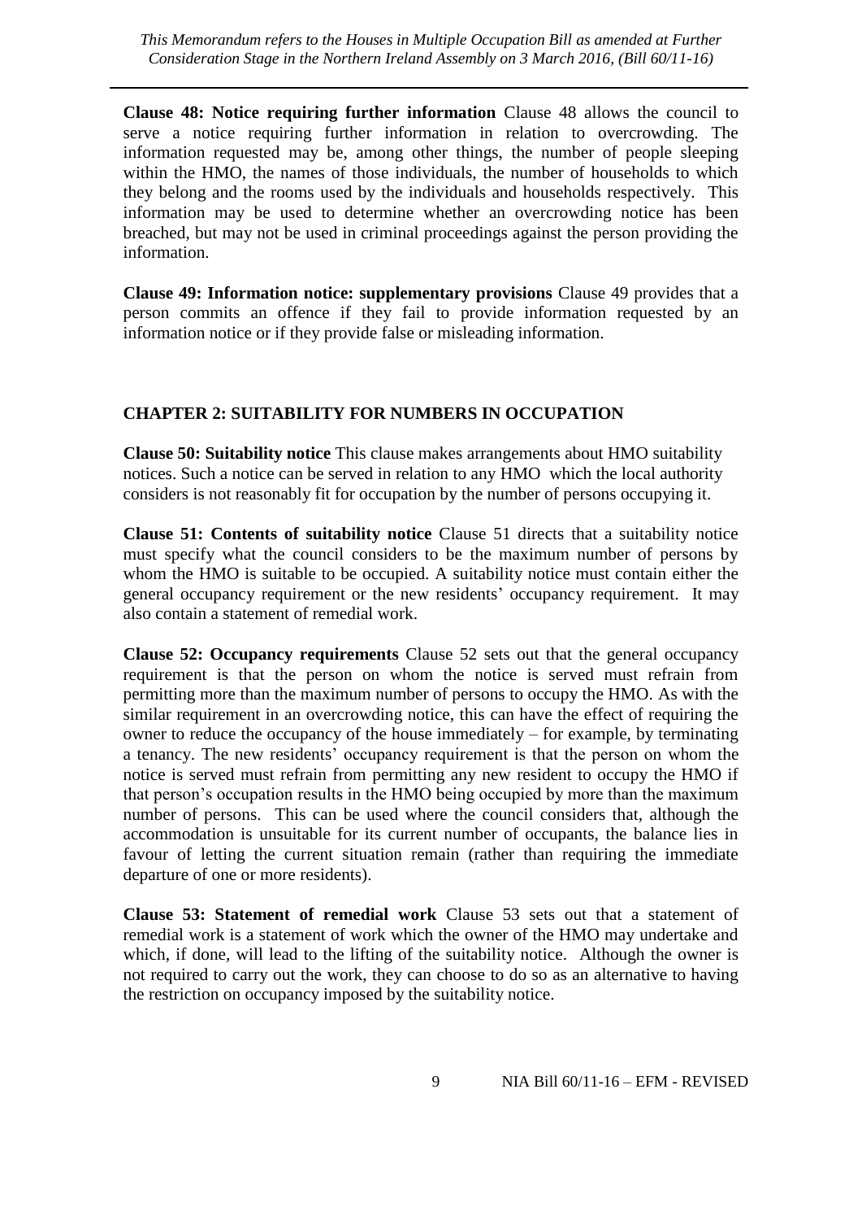**Clause 48: Notice requiring further information** Clause 48 allows the council to serve a notice requiring further information in relation to overcrowding. The information requested may be, among other things, the number of people sleeping within the HMO, the names of those individuals, the number of households to which they belong and the rooms used by the individuals and households respectively. This information may be used to determine whether an overcrowding notice has been breached, but may not be used in criminal proceedings against the person providing the information.

**Clause 49: Information notice: supplementary provisions** Clause 49 provides that a person commits an offence if they fail to provide information requested by an information notice or if they provide false or misleading information.

## CHAPTER 2: SUITABILITY FOR NUMBERS IN OCCUPATION

**Clause 50: Suitability notice** This clause makes arrangements about HMO suitability notices. Such a notice can be served in relation to any HMO which the local authority considers is not reasonably fit for occupation by the number of persons occupying it.

**Clause 51: Contents of suitability notice** Clause 51 directs that a suitability notice must specify what the council considers to be the maximum number of persons by whom the HMO is suitable to be occupied. A suitability notice must contain either the general occupancy requirement or the new residents' occupancy requirement. It may also contain a statement of remedial work.

**Clause 52: Occupancy requirements** Clause 52 sets out that the general occupancy requirement is that the person on whom the notice is served must refrain from permitting more than the maximum number of persons to occupy the HMO. As with the similar requirement in an overcrowding notice, this can have the effect of requiring the owner to reduce the occupancy of the house immediately – for example, by terminating a tenancy. The new residents' occupancy requirement is that the person on whom the notice is served must refrain from permitting any new resident to occupy the HMO if that person's occupation results in the HMO being occupied by more than the maximum number of persons. This can be used where the council considers that, although the accommodation is unsuitable for its current number of occupants, the balance lies in favour of letting the current situation remain (rather than requiring the immediate departure of one or more residents).

**Clause 53: Statement of remedial work** Clause 53 sets out that a statement of remedial work is a statement of work which the owner of the HMO may undertake and which, if done, will lead to the lifting of the suitability notice. Although the owner is not required to carry out the work, they can choose to do so as an alternative to having the restriction on occupancy imposed by the suitability notice.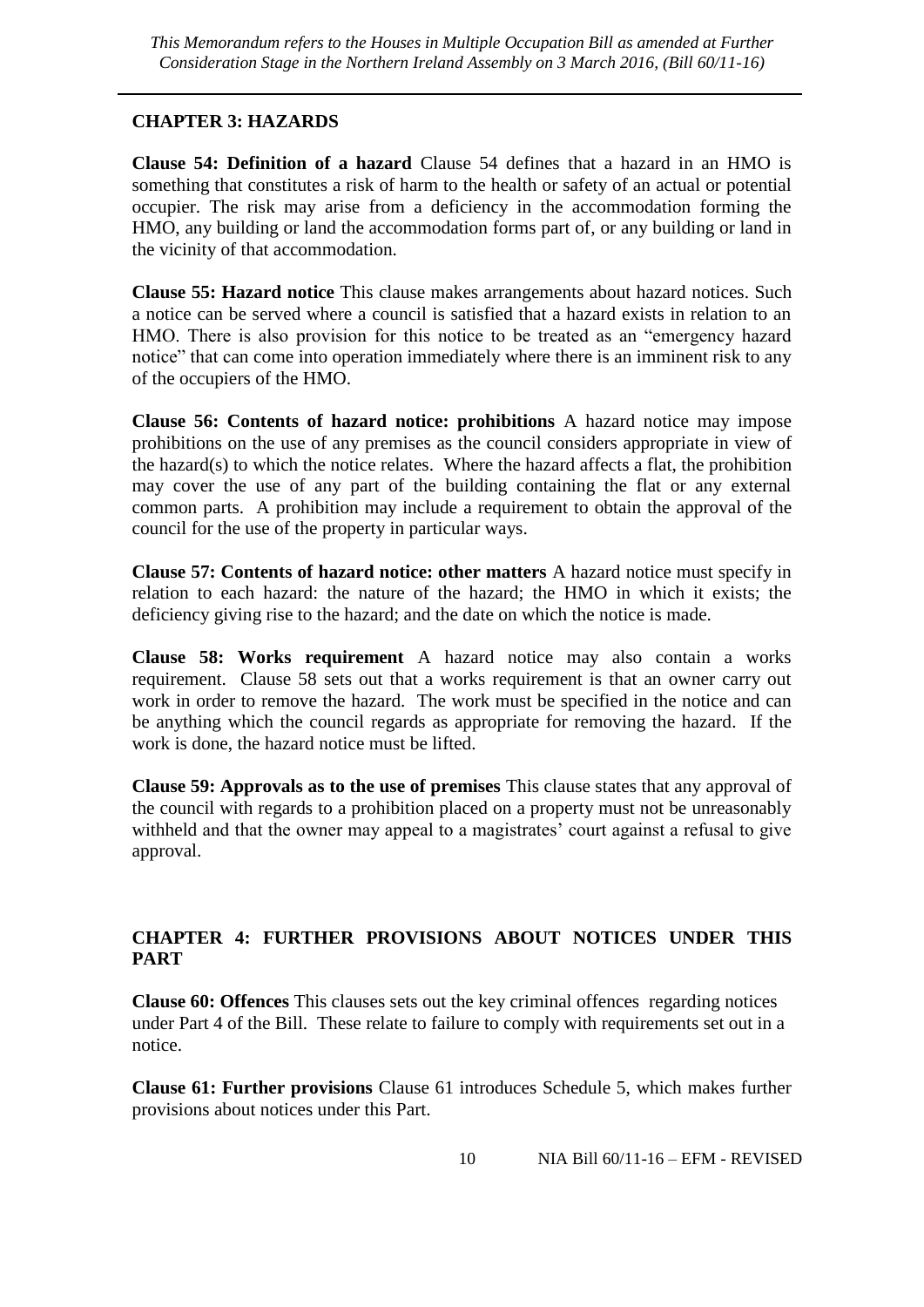## CHAPTER 3: HAZARDS

**Clause 54: Definition of a hazard** Clause 54 defines that a hazard in an HMO is something that constitutes a risk of harm to the health or safety of an actual or potential occupier. The risk may arise from a deficiency in the accommodation forming the HMO, any building or land the accommodation forms part of, or any building or land in the vicinity of that accommodation.

**Clause 55: Hazard notice** This clause makes arrangements about hazard notices. Such a notice can be served where a council is satisfied that a hazard exists in relation to an HMO. There is also provision for this notice to be treated as an "emergency hazard notice" that can come into operation immediately where there is an imminent risk to any of the occupiers of the HMO.

**Clause 56: Contents of hazard notice: prohibitions** A hazard notice may impose prohibitions on the use of any premises as the council considers appropriate in view of the hazard(s) to which the notice relates. Where the hazard affects a flat, the prohibition may cover the use of any part of the building containing the flat or any external common parts. A prohibition may include a requirement to obtain the approval of the council for the use of the property in particular ways.

**Clause 57: Contents of hazard notice: other matters** A hazard notice must specify in relation to each hazard: the nature of the hazard; the HMO in which it exists; the deficiency giving rise to the hazard; and the date on which the notice is made.

**Clause 58: Works requirement** A hazard notice may also contain a works requirement. Clause 58 sets out that a works requirement is that an owner carry out work in order to remove the hazard. The work must be specified in the notice and can be anything which the council regards as appropriate for removing the hazard. If the work is done, the hazard notice must be lifted.

**Clause 59: Approvals as to the use of premises** This clause states that any approval of the council with regards to a prohibition placed on a property must not be unreasonably withheld and that the owner may appeal to a magistrates' court against a refusal to give approval.

## CHAPTER 4: FURTHER PROVISIONS ABOUT NOTICES UNDER THIS PART

**Clause 60: Offences** This clauses sets out the key criminal offences regarding notices under Part 4 of the Bill. These relate to failure to comply with requirements set out in a notice.

**Clause 61: Further provisions** Clause 61 introduces Schedule 5, which makes further provisions about notices under this Part.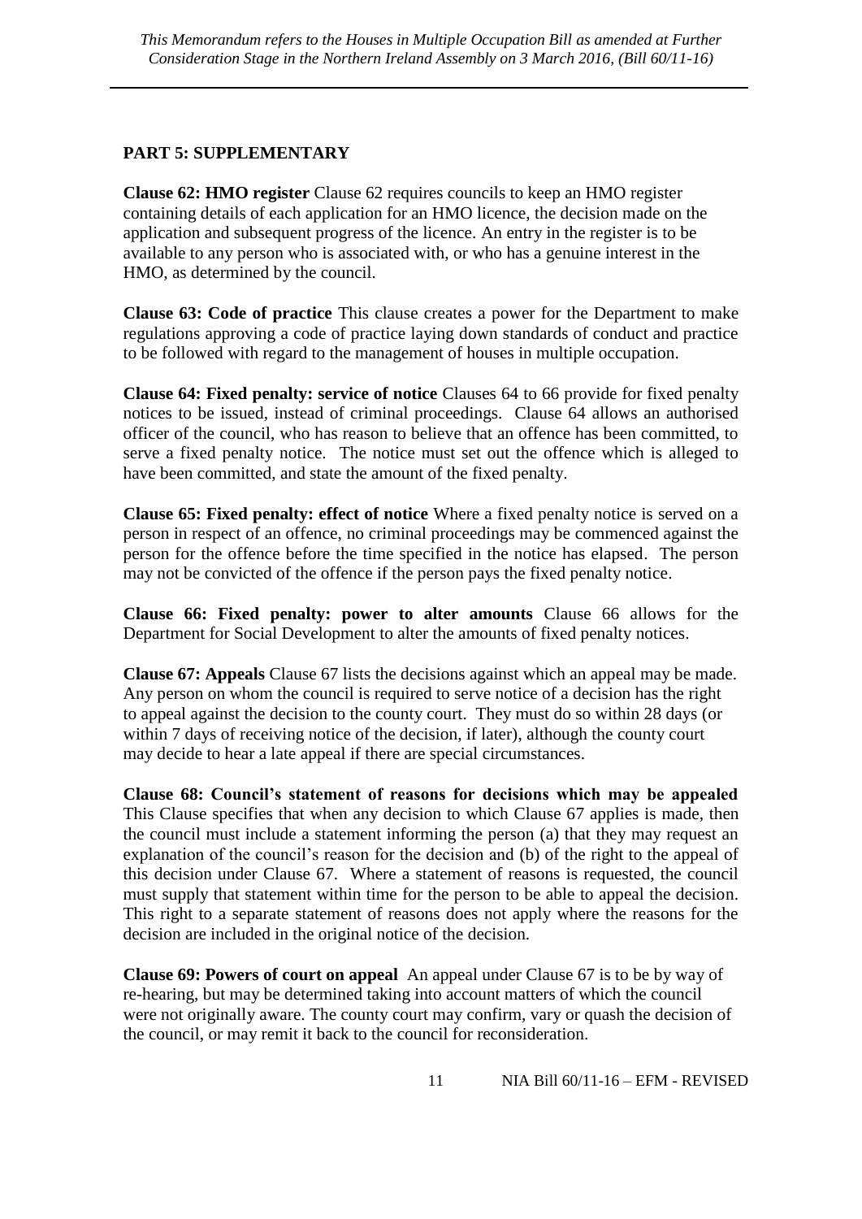## PART 5: SUPPLEMENTARY

**Clause 62: HMO register** Clause 62 requires councils to keep an HMO register containing details of each application for an HMO licence, the decision made on the application and subsequent progress of the licence. An entry in the register is to be available to any person who is associated with, or who has a genuine interest in the HMO, as determined by the council.

**Clause 63: Code of practice** This clause creates a power for the Department to make regulations approving a code of practice laying down standards of conduct and practice to be followed with regard to the management of houses in multiple occupation.

**Clause 64: Fixed penalty: service of notice** Clauses 64 to 66 provide for fixed penalty notices to be issued, instead of criminal proceedings. Clause 64 allows an authorised officer of the council, who has reason to believe that an offence has been committed, to serve a fixed penalty notice. The notice must set out the offence which is alleged to have been committed, and state the amount of the fixed penalty.

**Clause 65: Fixed penalty: effect of notice** Where a fixed penalty notice is served on a person in respect of an offence, no criminal proceedings may be commenced against the person for the offence before the time specified in the notice has elapsed. The person may not be convicted of the offence if the person pays the fixed penalty notice.

**Clause 66: Fixed penalty: power to alter amounts** Clause 66 allows for the Department for Social Development to alter the amounts of fixed penalty notices.

**Clause 67: Appeals** Clause 67 lists the decisions against which an appeal may be made. Any person on whom the council is required to serve notice of a decision has the right to appeal against the decision to the county court. They must do so within 28 days (or within 7 days of receiving notice of the decision, if later), although the county court may decide to hear a late appeal if there are special circumstances.

**Clause 68: Council's statement of reasons for decisions which may be appealed** This Clause specifies that when any decision to which Clause 67 applies is made, then the council must include a statement informing the person (a) that they may request an explanation of the council's reason for the decision and (b) of the right to the appeal of this decision under Clause 67. Where a statement of reasons is requested, the council must supply that statement within time for the person to be able to appeal the decision. This right to a separate statement of reasons does not apply where the reasons for the decision are included in the original notice of the decision.

**Clause 69: Powers of court on appeal** An appeal under Clause 67 is to be by way of re-hearing, but may be determined taking into account matters of which the council were not originally aware. The county court may confirm, vary or quash the decision of the council, or may remit it back to the council for reconsideration.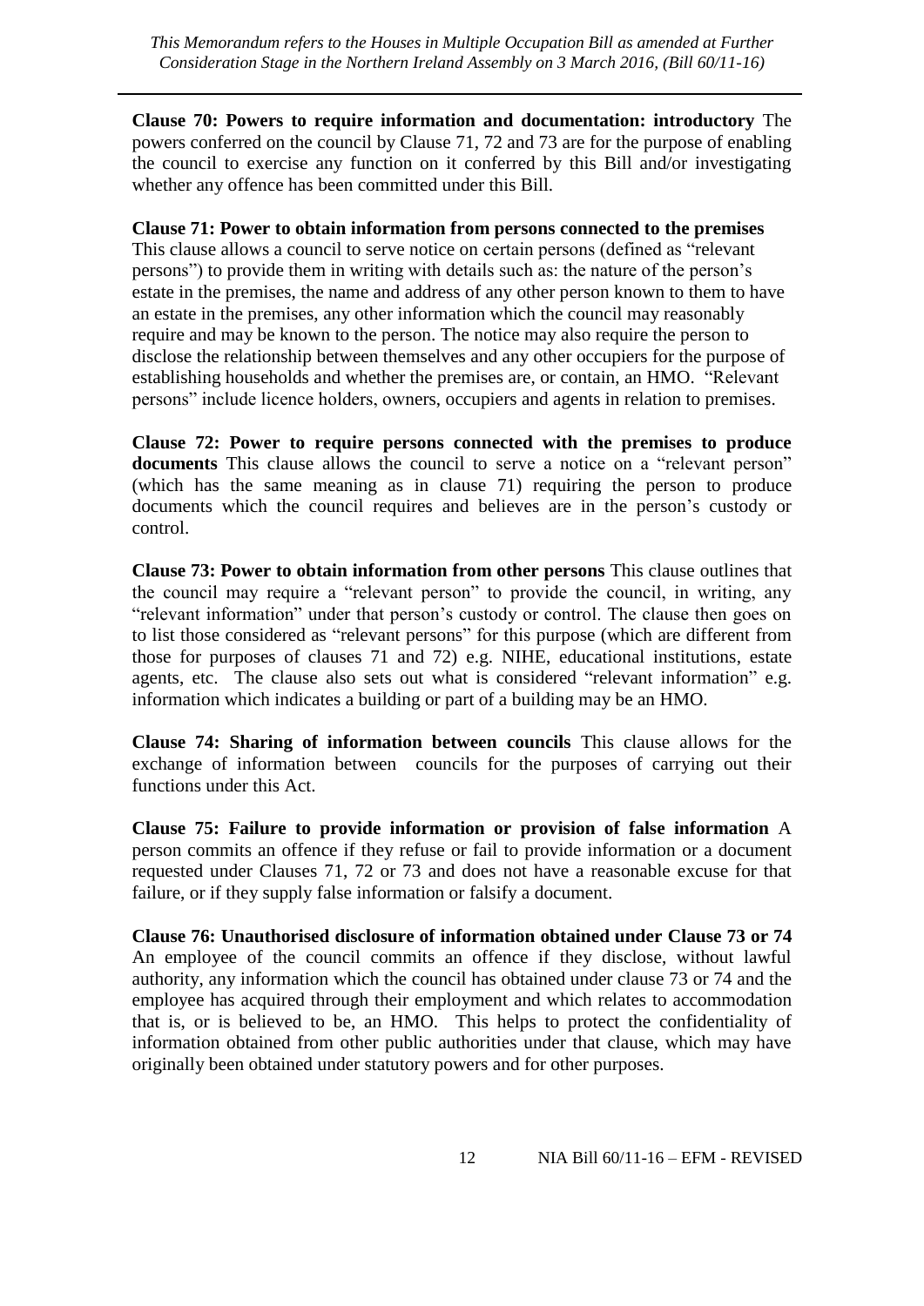**Clause 70: Powers to require information and documentation: introductory** The powers conferred on the council by Clause 71, 72 and 73 are for the purpose of enabling the council to exercise any function on it conferred by this Bill and/or investigating whether any offence has been committed under this Bill.

**Clause 71: Power to obtain information from persons connected to the premises** This clause allows a council to serve notice on certain persons (defined as "relevant persons") to provide them in writing with details such as: the nature of the person's estate in the premises, the name and address of any other person known to them to have an estate in the premises, any other information which the council may reasonably require and may be known to the person. The notice may also require the person to disclose the relationship between themselves and any other occupiers for the purpose of establishing households and whether the premises are, or contain, an HMO. "Relevant persons" include licence holders, owners, occupiers and agents in relation to premises.

**Clause 72: Power to require persons connected with the premises to produce documents** This clause allows the council to serve a notice on a "relevant person" (which has the same meaning as in clause 71) requiring the person to produce documents which the council requires and believes are in the person's custody or control.

**Clause 73: Power to obtain information from other persons** This clause outlines that the council may require a "relevant person" to provide the council, in writing, any "relevant information" under that person's custody or control. The clause then goes on to list those considered as "relevant persons" for this purpose (which are different from those for purposes of clauses 71 and 72) e.g. NIHE, educational institutions, estate agents, etc. The clause also sets out what is considered "relevant information" e.g. information which indicates a building or part of a building may be an HMO.

**Clause 74: Sharing of information between councils** This clause allows for the exchange of information between councils for the purposes of carrying out their functions under this Act.

**Clause 75: Failure to provide information or provision of false information** A person commits an offence if they refuse or fail to provide information or a document requested under Clauses 71, 72 or 73 and does not have a reasonable excuse for that failure, or if they supply false information or falsify a document.

**Clause 76: Unauthorised disclosure of information obtained under Clause 73 or 74** An employee of the council commits an offence if they disclose, without lawful authority, any information which the council has obtained under clause 73 or 74 and the employee has acquired through their employment and which relates to accommodation that is, or is believed to be, an HMO. This helps to protect the confidentiality of information obtained from other public authorities under that clause, which may have originally been obtained under statutory powers and for other purposes.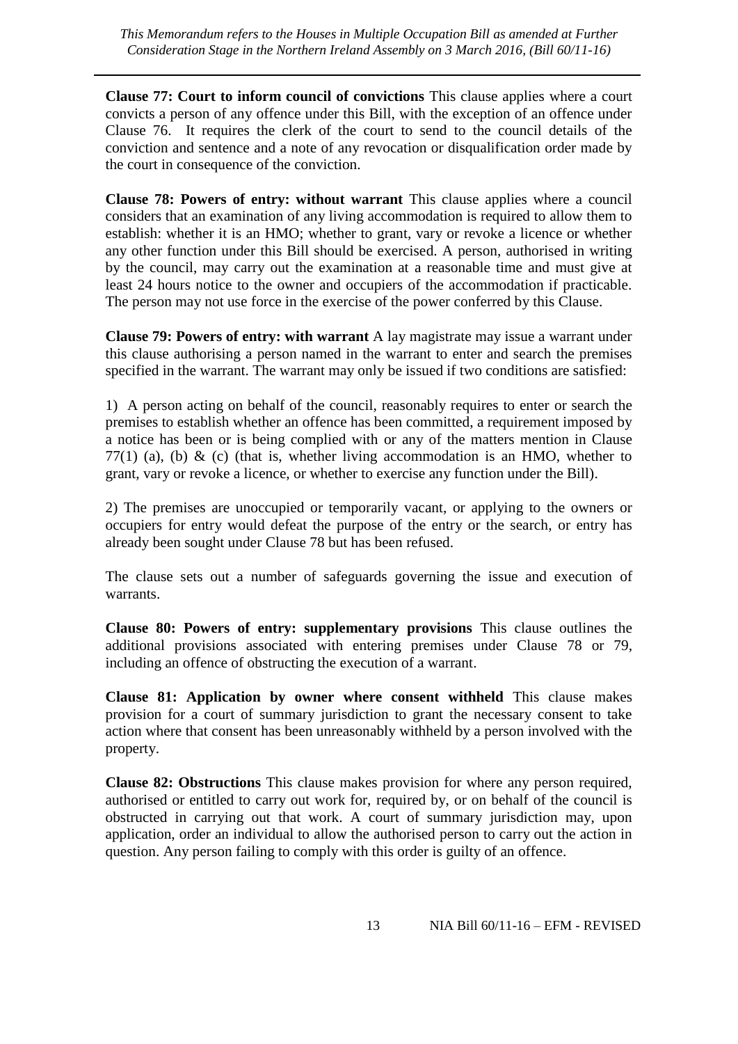**Clause 77: Court to inform council of convictions** This clause applies where a court convicts a person of any offence under this Bill, with the exception of an offence under Clause 76. It requires the clerk of the court to send to the council details of the conviction and sentence and a note of any revocation or disqualification order made by the court in consequence of the conviction.

**Clause 78: Powers of entry: without warrant** This clause applies where a council considers that an examination of any living accommodation is required to allow them to establish: whether it is an HMO; whether to grant, vary or revoke a licence or whether any other function under this Bill should be exercised. A person, authorised in writing by the council, may carry out the examination at a reasonable time and must give at least 24 hours notice to the owner and occupiers of the accommodation if practicable. The person may not use force in the exercise of the power conferred by this Clause.

**Clause 79: Powers of entry: with warrant** A lay magistrate may issue a warrant under this clause authorising a person named in the warrant to enter and search the premises specified in the warrant. The warrant may only be issued if two conditions are satisfied:

1) A person acting on behalf of the council, reasonably requires to enter or search the premises to establish whether an offence has been committed, a requirement imposed by a notice has been or is being complied with or any of the matters mention in Clause 77(1) (a), (b) & (c) (that is, whether living accommodation is an HMO, whether to grant, vary or revoke a licence, or whether to exercise any function under the Bill).

2) The premises are unoccupied or temporarily vacant, or applying to the owners or occupiers for entry would defeat the purpose of the entry or the search, or entry has already been sought under Clause 78 but has been refused.

The clause sets out a number of safeguards governing the issue and execution of warrants.

**Clause 80: Powers of entry: supplementary provisions** This clause outlines the additional provisions associated with entering premises under Clause 78 or 79, including an offence of obstructing the execution of a warrant.

**Clause 81: Application by owner where consent withheld** This clause makes provision for a court of summary jurisdiction to grant the necessary consent to take action where that consent has been unreasonably withheld by a person involved with the property.

**Clause 82: Obstructions** This clause makes provision for where any person required, authorised or entitled to carry out work for, required by, or on behalf of the council is obstructed in carrying out that work. A court of summary jurisdiction may, upon application, order an individual to allow the authorised person to carry out the action in question. Any person failing to comply with this order is guilty of an offence.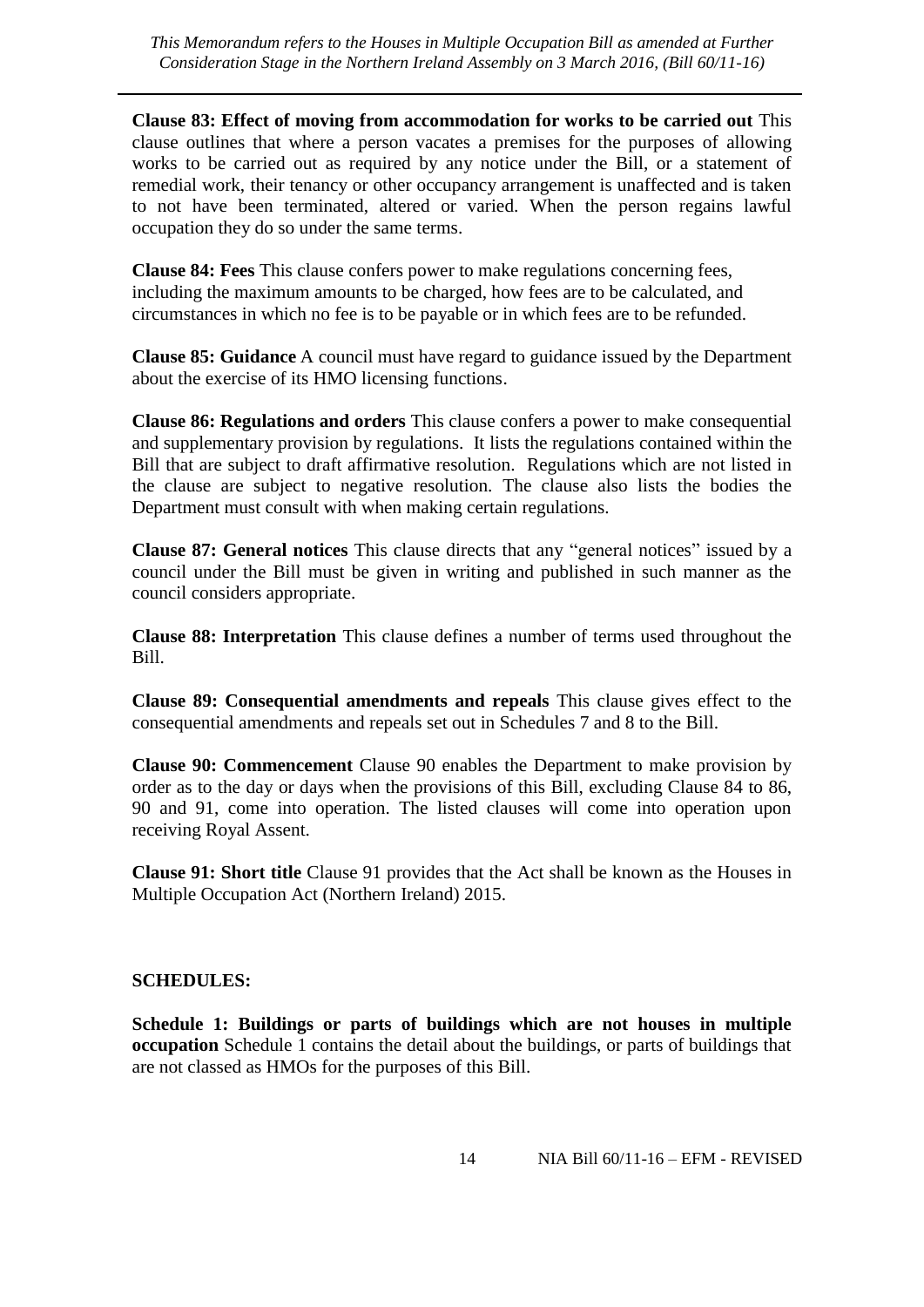**Clause 83: Effect of moving from accommodation for works to be carried out** This clause outlines that where a person vacates a premises for the purposes of allowing works to be carried out as required by any notice under the Bill, or a statement of remedial work, their tenancy or other occupancy arrangement is unaffected and is taken to not have been terminated, altered or varied. When the person regains lawful occupation they do so under the same terms.

**Clause 84: Fees** This clause confers power to make regulations concerning fees, including the maximum amounts to be charged, how fees are to be calculated, and circumstances in which no fee is to be payable or in which fees are to be refunded.

**Clause 85: Guidance** A council must have regard to guidance issued by the Department about the exercise of its HMO licensing functions.

**Clause 86: Regulations and orders** This clause confers a power to make consequential and supplementary provision by regulations. It lists the regulations contained within the Bill that are subject to draft affirmative resolution. Regulations which are not listed in the clause are subject to negative resolution. The clause also lists the bodies the Department must consult with when making certain regulations.

**Clause 87: General notices** This clause directs that any "general notices" issued by a council under the Bill must be given in writing and published in such manner as the council considers appropriate.

**Clause 88: Interpretation** This clause defines a number of terms used throughout the Bill.

**Clause 89: Consequential amendments and repeals** This clause gives effect to the consequential amendments and repeals set out in Schedules 7 and 8 to the Bill.

**Clause 90: Commencement** Clause 90 enables the Department to make provision by order as to the day or days when the provisions of this Bill, excluding Clause 84 to 86, 90 and 91, come into operation. The listed clauses will come into operation upon receiving Royal Assent.

**Clause 91: Short title** Clause 91 provides that the Act shall be known as the Houses in Multiple Occupation Act (Northern Ireland) 2015.

## SCHEDULES:

**Schedule 1: Buildings or parts of buildings which are not houses in multiple occupation** Schedule 1 contains the detail about the buildings, or parts of buildings that are not classed as HMOs for the purposes of this Bill.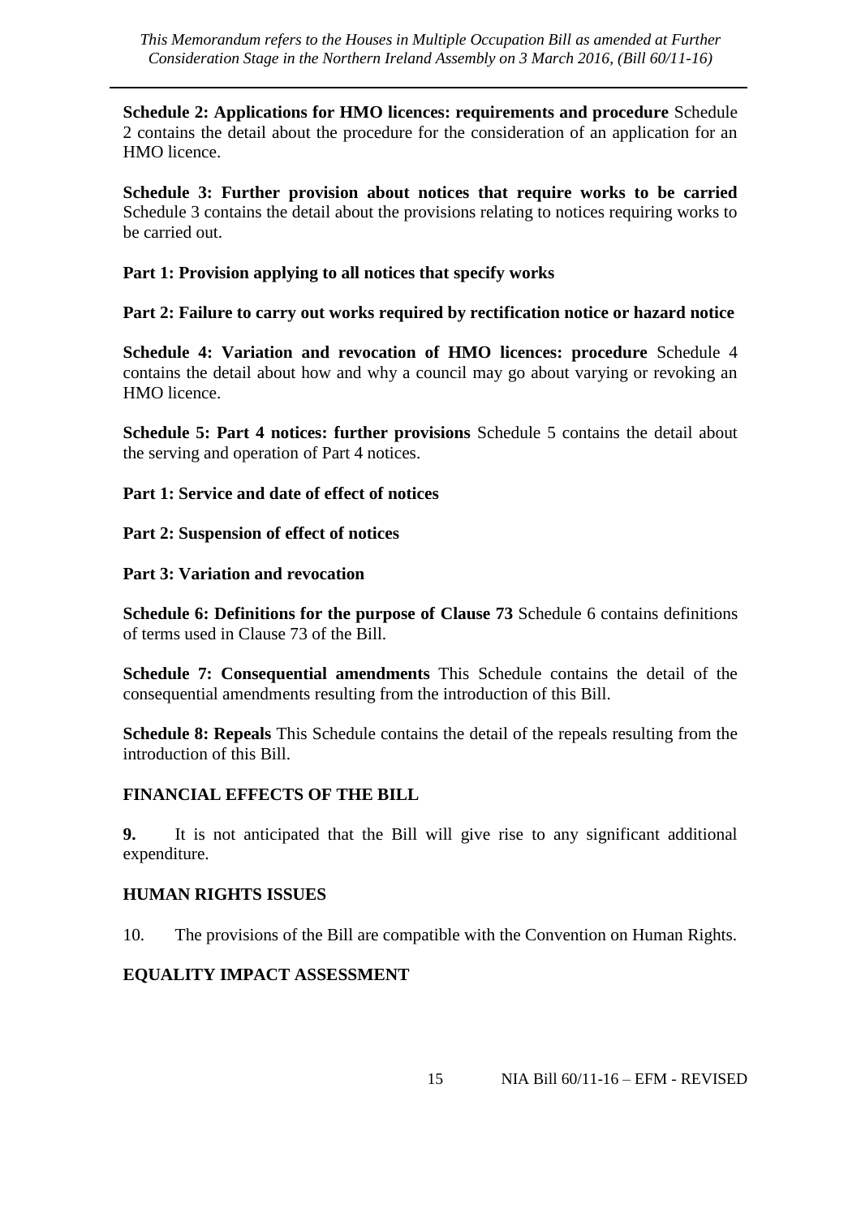**Schedule 2: Applications for HMO licences: requirements and procedure** Schedule 2 contains the detail about the procedure for the consideration of an application for an HMO licence.

**Schedule 3: Further provision about notices that require works to be carried** Schedule 3 contains the detail about the provisions relating to notices requiring works to be carried out.

**Part 1: Provision applying to all notices that specify works**

**Part 2: Failure to carry out works required by rectification notice or hazard notice**

**Schedule 4: Variation and revocation of HMO licences: procedure** Schedule 4 contains the detail about how and why a council may go about varying or revoking an HMO licence.

**Schedule 5: Part 4 notices: further provisions** Schedule 5 contains the detail about the serving and operation of Part 4 notices.

**Part 1: Service and date of effect of notices**

**Part 2: Suspension of effect of notices**

**Part 3: Variation and revocation**

**Schedule 6: Definitions for the purpose of Clause 73** Schedule 6 contains definitions of terms used in Clause 73 of the Bill.

**Schedule 7: Consequential amendments** This Schedule contains the detail of the consequential amendments resulting from the introduction of this Bill.

**Schedule 8: Repeals** This Schedule contains the detail of the repeals resulting from the introduction of this Bill.

## FINANCIAL EFFECTS OF THE BILL

**9.** It is not anticipated that the Bill will give rise to any significant additional expenditure.

## HUMAN RIGHTS ISSUES

10. The provisions of the Bill are compatible with the Convention on Human Rights.

## EQUALITY IMPACT ASSESSMENT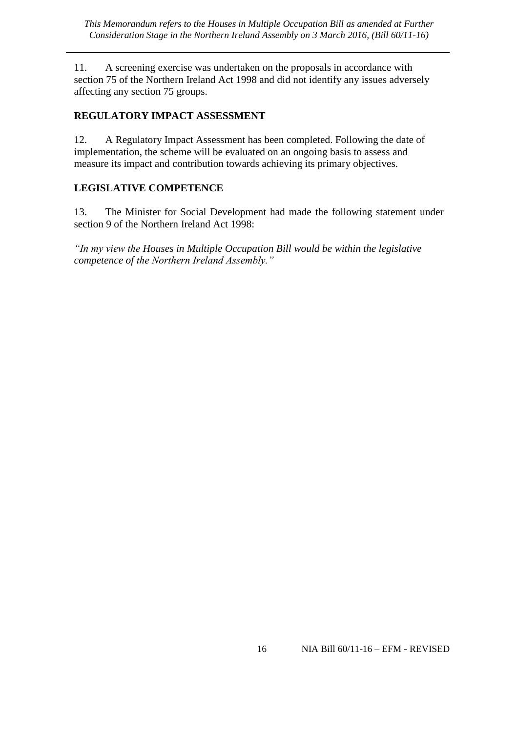11. A screening exercise was undertaken on the proposals in accordance with section 75 of the Northern Ireland Act 1998 and did not identify any issues adversely affecting any section 75 groups.

## REGULATORY IMPACT ASSESSMENT

12. A Regulatory Impact Assessment has been completed. Following the date of implementation, the scheme will be evaluated on an ongoing basis to assess and measure its impact and contribution towards achieving its primary objectives.

## LEGISLATIVE COMPETENCE

13. The Minister for Social Development had made the following statement under section 9 of the Northern Ireland Act 1998:

*"In my view the Houses in Multiple Occupation Bill would be within the legislative competence of the Northern Ireland Assembly."*